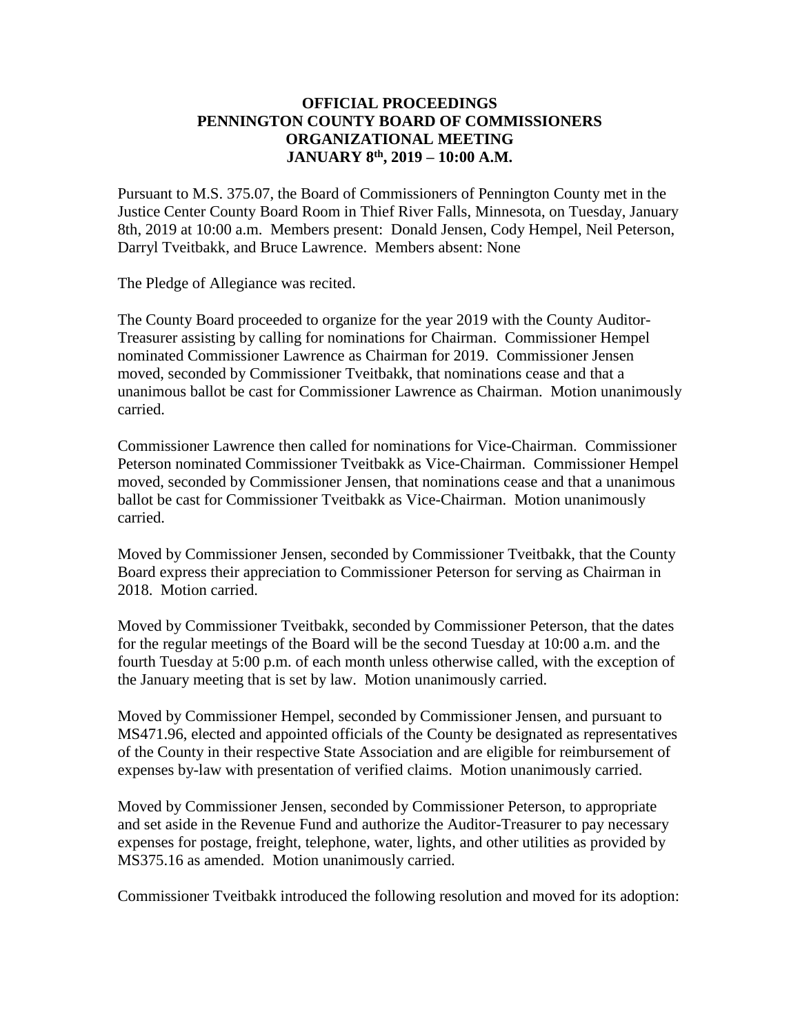# OFFICIAL PROCEEDINGS
# PENNINGTON COUNTY BOARD OF COMMISSIONERS
# ORGANIZATIONAL MEETING
# JANUARY 8th, 2019 – 10:00 A.M.

Pursuant to M.S. 375.07, the Board of Commissioners of Pennington County met in the Justice Center County Board Room in Thief River Falls, Minnesota, on Tuesday, January 8th, 2019 at 10:00 a.m. Members present: Donald Jensen, Cody Hempel, Neil Peterson, Darryl Tveitbakk, and Bruce Lawrence. Members absent: None

The Pledge of Allegiance was recited.

The County Board proceeded to organize for the year 2019 with the County Auditor-Treasurer assisting by calling for nominations for Chairman. Commissioner Hempel nominated Commissioner Lawrence as Chairman for 2019. Commissioner Jensen moved, seconded by Commissioner Tveitbakk, that nominations cease and that a unanimous ballot be cast for Commissioner Lawrence as Chairman. Motion unanimously carried.

Commissioner Lawrence then called for nominations for Vice-Chairman. Commissioner Peterson nominated Commissioner Tveitbakk as Vice-Chairman. Commissioner Hempel moved, seconded by Commissioner Jensen, that nominations cease and that a unanimous ballot be cast for Commissioner Tveitbakk as Vice-Chairman. Motion unanimously carried.

Moved by Commissioner Jensen, seconded by Commissioner Tveitbakk, that the County Board express their appreciation to Commissioner Peterson for serving as Chairman in 2018. Motion carried.

Moved by Commissioner Tveitbakk, seconded by Commissioner Peterson, that the dates for the regular meetings of the Board will be the second Tuesday at 10:00 a.m. and the fourth Tuesday at 5:00 p.m. of each month unless otherwise called, with the exception of the January meeting that is set by law. Motion unanimously carried.

Moved by Commissioner Hempel, seconded by Commissioner Jensen, and pursuant to MS471.96, elected and appointed officials of the County be designated as representatives of the County in their respective State Association and are eligible for reimbursement of expenses by-law with presentation of verified claims. Motion unanimously carried.

Moved by Commissioner Jensen, seconded by Commissioner Peterson, to appropriate and set aside in the Revenue Fund and authorize the Auditor-Treasurer to pay necessary expenses for postage, freight, telephone, water, lights, and other utilities as provided by MS375.16 as amended. Motion unanimously carried.

Commissioner Tveitbakk introduced the following resolution and moved for its adoption: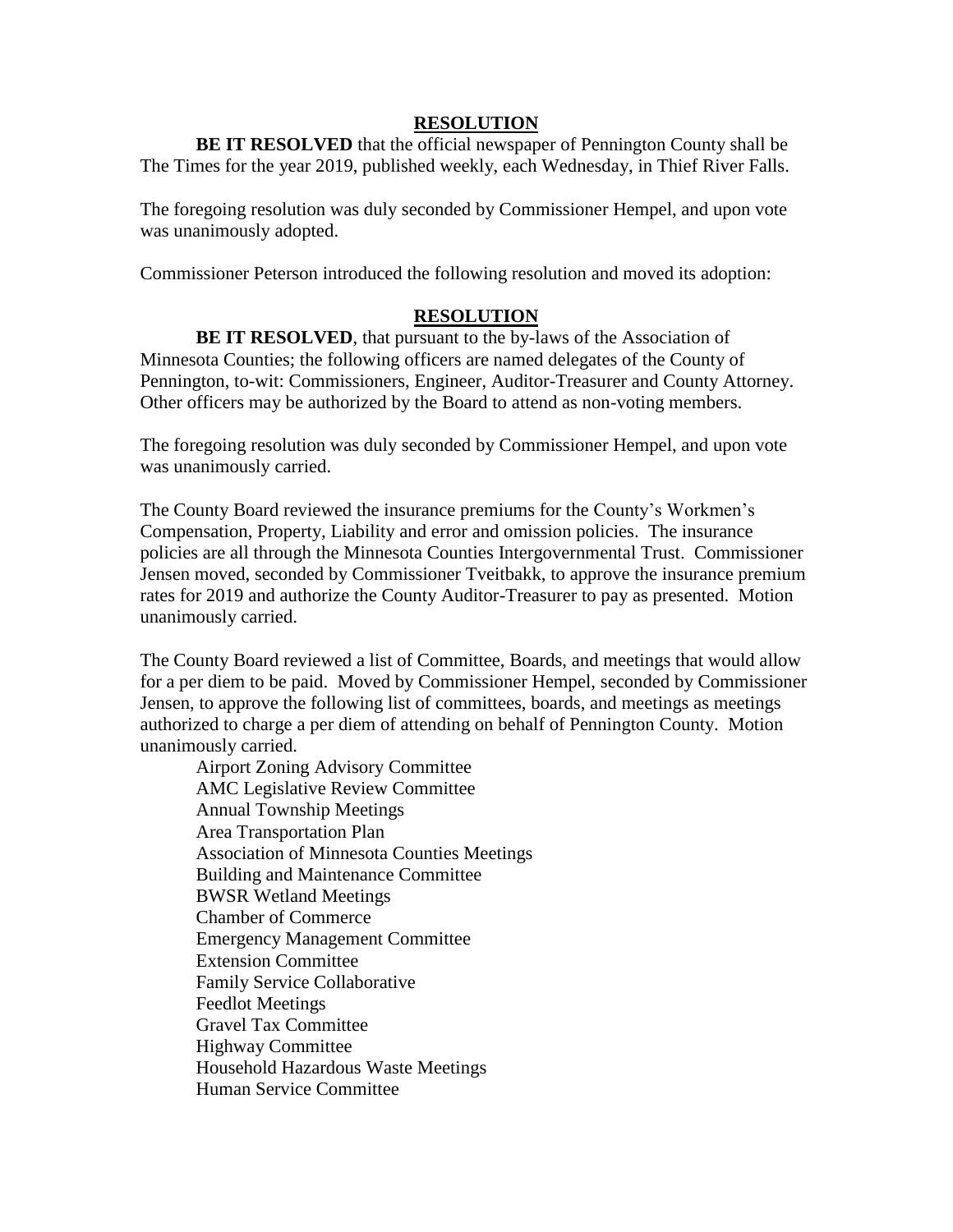**RESOLUTION**

**BE IT RESOLVED** that the official newspaper of Pennington County shall be The Times for the year 2019, published weekly, each Wednesday, in Thief River Falls.

The foregoing resolution was duly seconded by Commissioner Hempel, and upon vote was unanimously adopted.

Commissioner Peterson introduced the following resolution and moved its adoption:

**RESOLUTION**

**BE IT RESOLVED**, that pursuant to the by-laws of the Association of Minnesota Counties; the following officers are named delegates of the County of Pennington, to-wit: Commissioners, Engineer, Auditor-Treasurer and County Attorney. Other officers may be authorized by the Board to attend as non-voting members.

The foregoing resolution was duly seconded by Commissioner Hempel, and upon vote was unanimously carried.

The County Board reviewed the insurance premiums for the County's Workmen's Compensation, Property, Liability and error and omission policies. The insurance policies are all through the Minnesota Counties Intergovernmental Trust. Commissioner Jensen moved, seconded by Commissioner Tveitbakk, to approve the insurance premium rates for 2019 and authorize the County Auditor-Treasurer to pay as presented. Motion unanimously carried.

The County Board reviewed a list of Committee, Boards, and meetings that would allow for a per diem to be paid. Moved by Commissioner Hempel, seconded by Commissioner Jensen, to approve the following list of committees, boards, and meetings as meetings authorized to charge a per diem of attending on behalf of Pennington County. Motion unanimously carried.

Airport Zoning Advisory Committee
AMC Legislative Review Committee
Annual Township Meetings
Area Transportation Plan
Association of Minnesota Counties Meetings
Building and Maintenance Committee
BWSR Wetland Meetings
Chamber of Commerce
Emergency Management Committee
Extension Committee
Family Service Collaborative
Feedlot Meetings
Gravel Tax Committee
Highway Committee
Household Hazardous Waste Meetings
Human Service Committee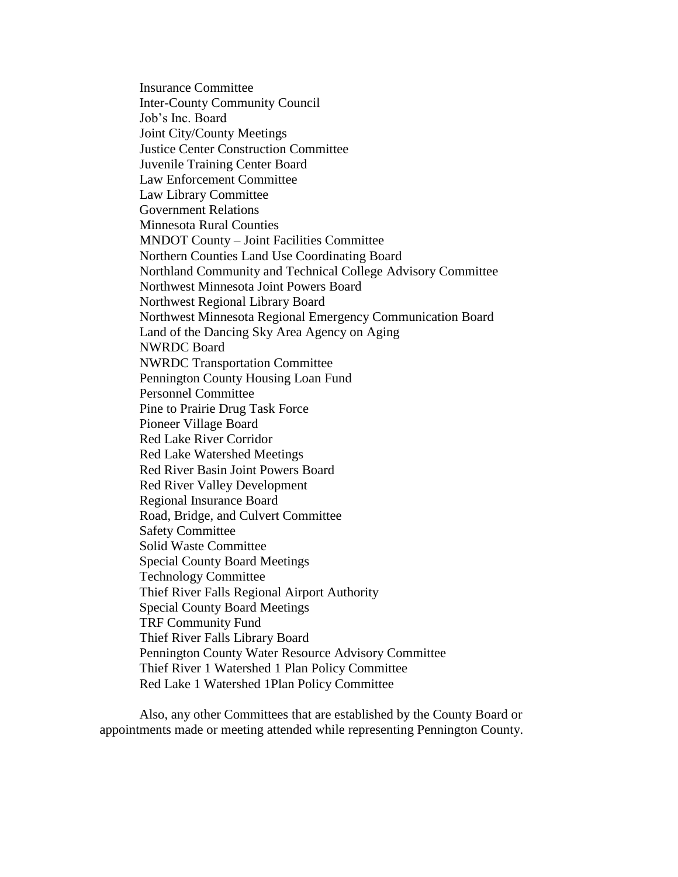Insurance Committee
Inter-County Community Council
Job's Inc. Board
Joint City/County Meetings
Justice Center Construction Committee
Juvenile Training Center Board
Law Enforcement Committee
Law Library Committee
Government Relations
Minnesota Rural Counties
MNDOT County – Joint Facilities Committee
Northern Counties Land Use Coordinating Board
Northland Community and Technical College Advisory Committee
Northwest Minnesota Joint Powers Board
Northwest Regional Library Board
Northwest Minnesota Regional Emergency Communication Board
Land of the Dancing Sky Area Agency on Aging
NWRDC Board
NWRDC Transportation Committee
Pennington County Housing Loan Fund
Personnel Committee
Pine to Prairie Drug Task Force
Pioneer Village Board
Red Lake River Corridor
Red Lake Watershed Meetings
Red River Basin Joint Powers Board
Red River Valley Development
Regional Insurance Board
Road, Bridge, and Culvert Committee
Safety Committee
Solid Waste Committee
Special County Board Meetings
Technology Committee
Thief River Falls Regional Airport Authority
Special County Board Meetings
TRF Community Fund
Thief River Falls Library Board
Pennington County Water Resource Advisory Committee
Thief River 1 Watershed 1 Plan Policy Committee
Red Lake 1 Watershed 1Plan Policy Committee

Also, any other Committees that are established by the County Board or appointments made or meeting attended while representing Pennington County.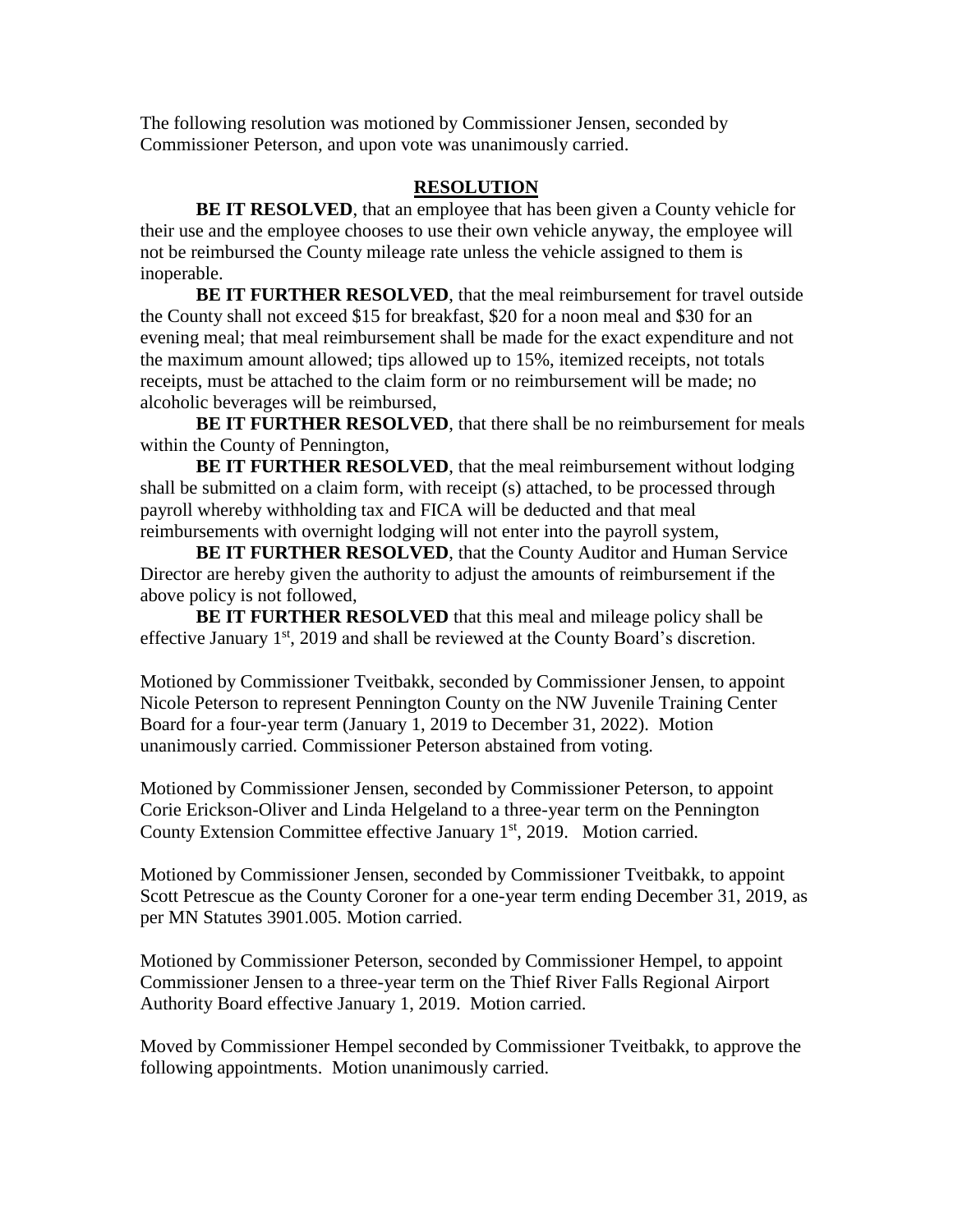The following resolution was motioned by Commissioner Jensen, seconded by Commissioner Peterson, and upon vote was unanimously carried.

## RESOLUTION

**BE IT RESOLVED**, that an employee that has been given a County vehicle for their use and the employee chooses to use their own vehicle anyway, the employee will not be reimbursed the County mileage rate unless the vehicle assigned to them is inoperable.

**BE IT FURTHER RESOLVED**, that the meal reimbursement for travel outside the County shall not exceed $15 for breakfast, $20 for a noon meal and $30 for an evening meal; that meal reimbursement shall be made for the exact expenditure and not the maximum amount allowed; tips allowed up to 15%, itemized receipts, not totals receipts, must be attached to the claim form or no reimbursement will be made; no alcoholic beverages will be reimbursed,

**BE IT FURTHER RESOLVED**, that there shall be no reimbursement for meals within the County of Pennington,

**BE IT FURTHER RESOLVED**, that the meal reimbursement without lodging shall be submitted on a claim form, with receipt (s) attached, to be processed through payroll whereby withholding tax and FICA will be deducted and that meal reimbursements with overnight lodging will not enter into the payroll system,

**BE IT FURTHER RESOLVED**, that the County Auditor and Human Service Director are hereby given the authority to adjust the amounts of reimbursement if the above policy is not followed,

**BE IT FURTHER RESOLVED** that this meal and mileage policy shall be effective January 1st, 2019 and shall be reviewed at the County Board's discretion.

Motioned by Commissioner Tveitbakk, seconded by Commissioner Jensen, to appoint Nicole Peterson to represent Pennington County on the NW Juvenile Training Center Board for a four-year term (January 1, 2019 to December 31, 2022). Motion unanimously carried. Commissioner Peterson abstained from voting.

Motioned by Commissioner Jensen, seconded by Commissioner Peterson, to appoint Corie Erickson-Oliver and Linda Helgeland to a three-year term on the Pennington County Extension Committee effective January 1st, 2019. Motion carried.

Motioned by Commissioner Jensen, seconded by Commissioner Tveitbakk, to appoint Scott Petrescue as the County Coroner for a one-year term ending December 31, 2019, as per MN Statutes 3901.005. Motion carried.

Motioned by Commissioner Peterson, seconded by Commissioner Hempel, to appoint Commissioner Jensen to a three-year term on the Thief River Falls Regional Airport Authority Board effective January 1, 2019. Motion carried.

Moved by Commissioner Hempel seconded by Commissioner Tveitbakk, to approve the following appointments. Motion unanimously carried.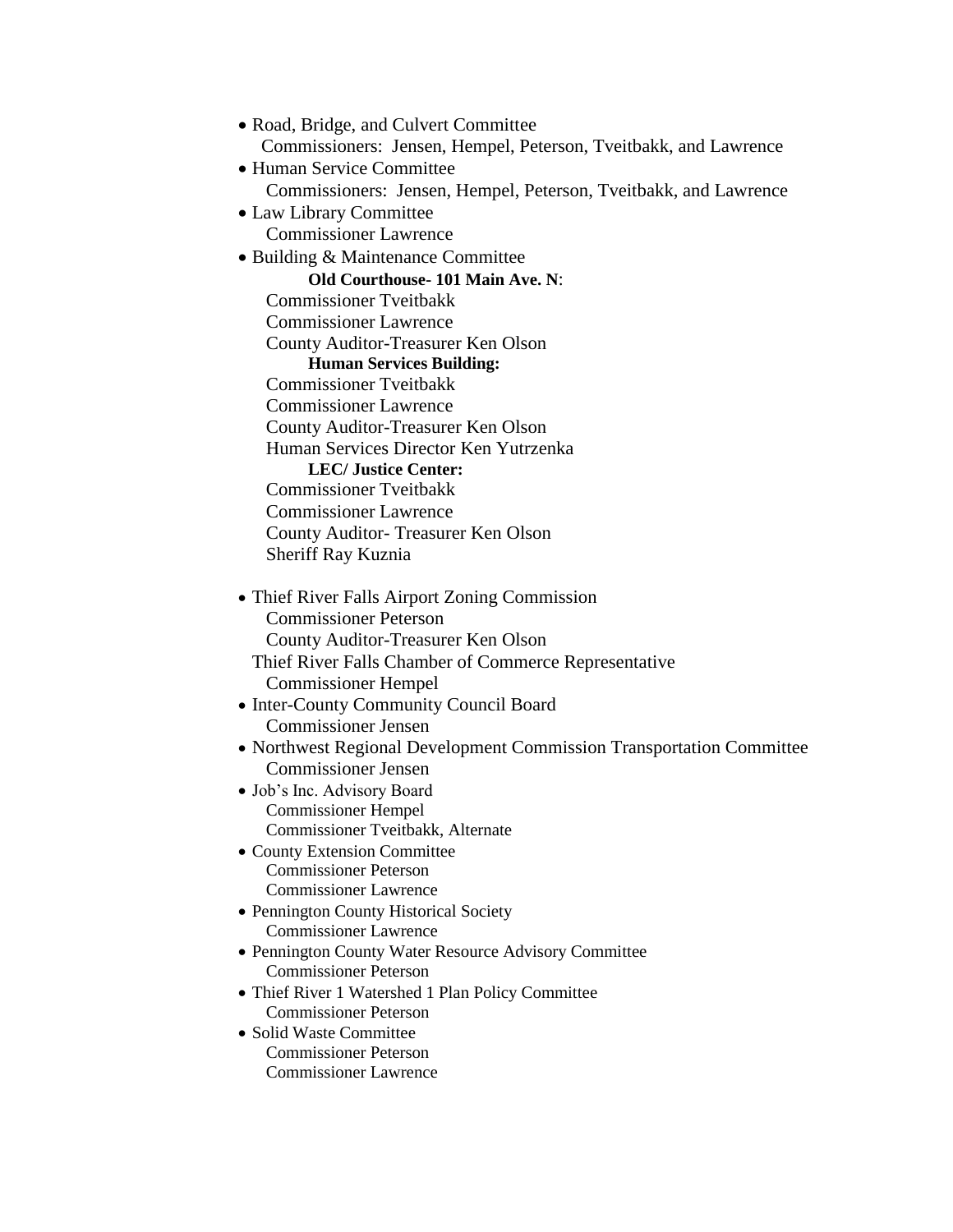- Road, Bridge, and Culvert Committee
  Commissioners: Jensen, Hempel, Peterson, Tveitbakk, and Lawrence
- Human Service Committee
  Commissioners: Jensen, Hempel, Peterson, Tveitbakk, and Lawrence
- Law Library Committee
  Commissioner Lawrence
- Building & Maintenance Committee

  **Old Courthouse- 101 Main Ave. N**:
  Commissioner Tveitbakk
  Commissioner Lawrence
  County Auditor-Treasurer Ken Olson

  **Human Services Building:**
  Commissioner Tveitbakk
  Commissioner Lawrence
  County Auditor-Treasurer Ken Olson
  Human Services Director Ken Yutrzenka

  **LEC/ Justice Center:**
  Commissioner Tveitbakk
  Commissioner Lawrence
  County Auditor- Treasurer Ken Olson
  Sheriff Ray Kuznia

- Thief River Falls Airport Zoning Commission
  Commissioner Peterson
  County Auditor-Treasurer Ken Olson

  Thief River Falls Chamber of Commerce Representative
  Commissioner Hempel
- Inter-County Community Council Board
  Commissioner Jensen
- Northwest Regional Development Commission Transportation Committee
  Commissioner Jensen
- Job's Inc. Advisory Board
  Commissioner Hempel
  Commissioner Tveitbakk, Alternate
- County Extension Committee
  Commissioner Peterson
  Commissioner Lawrence
- Pennington County Historical Society
  Commissioner Lawrence
- Pennington County Water Resource Advisory Committee
  Commissioner Peterson
- Thief River 1 Watershed 1 Plan Policy Committee
  Commissioner Peterson
- Solid Waste Committee
  Commissioner Peterson
  Commissioner Lawrence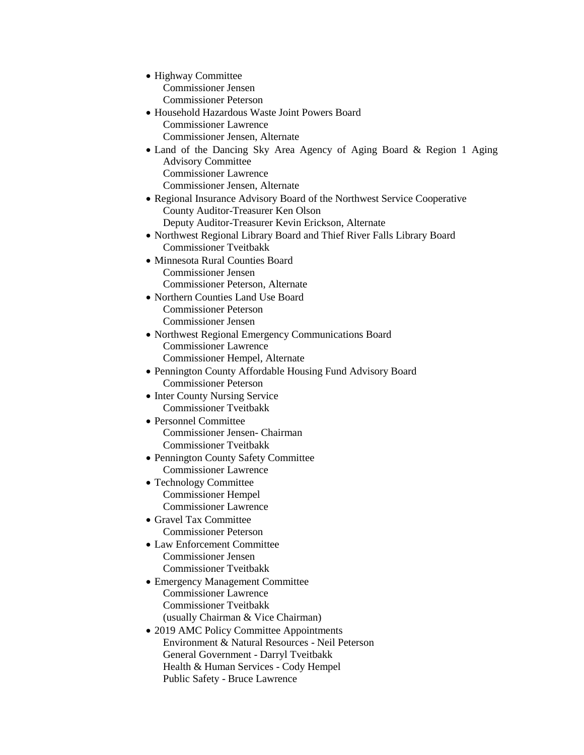- Highway Committee
  Commissioner Jensen
  Commissioner Peterson
- Household Hazardous Waste Joint Powers Board
  Commissioner Lawrence
  Commissioner Jensen, Alternate
- Land of the Dancing Sky Area Agency of Aging Board & Region 1 Aging Advisory Committee
  Commissioner Lawrence
  Commissioner Jensen, Alternate
- Regional Insurance Advisory Board of the Northwest Service Cooperative
  County Auditor-Treasurer Ken Olson
  Deputy Auditor-Treasurer Kevin Erickson, Alternate
- Northwest Regional Library Board and Thief River Falls Library Board
  Commissioner Tveitbakk
- Minnesota Rural Counties Board
  Commissioner Jensen
  Commissioner Peterson, Alternate
- Northern Counties Land Use Board
  Commissioner Peterson
  Commissioner Jensen
- Northwest Regional Emergency Communications Board
  Commissioner Lawrence
  Commissioner Hempel, Alternate
- Pennington County Affordable Housing Fund Advisory Board
  Commissioner Peterson
- Inter County Nursing Service
  Commissioner Tveitbakk
- Personnel Committee
  Commissioner Jensen- Chairman
  Commissioner Tveitbakk
- Pennington County Safety Committee
  Commissioner Lawrence
- Technology Committee
  Commissioner Hempel
  Commissioner Lawrence
- Gravel Tax Committee
  Commissioner Peterson
- Law Enforcement Committee
  Commissioner Jensen
  Commissioner Tveitbakk
- Emergency Management Committee
  Commissioner Lawrence
  Commissioner Tveitbakk
  (usually Chairman & Vice Chairman)
- 2019 AMC Policy Committee Appointments
  Environment & Natural Resources - Neil Peterson
  General Government - Darryl Tveitbakk
  Health & Human Services - Cody Hempel
  Public Safety - Bruce Lawrence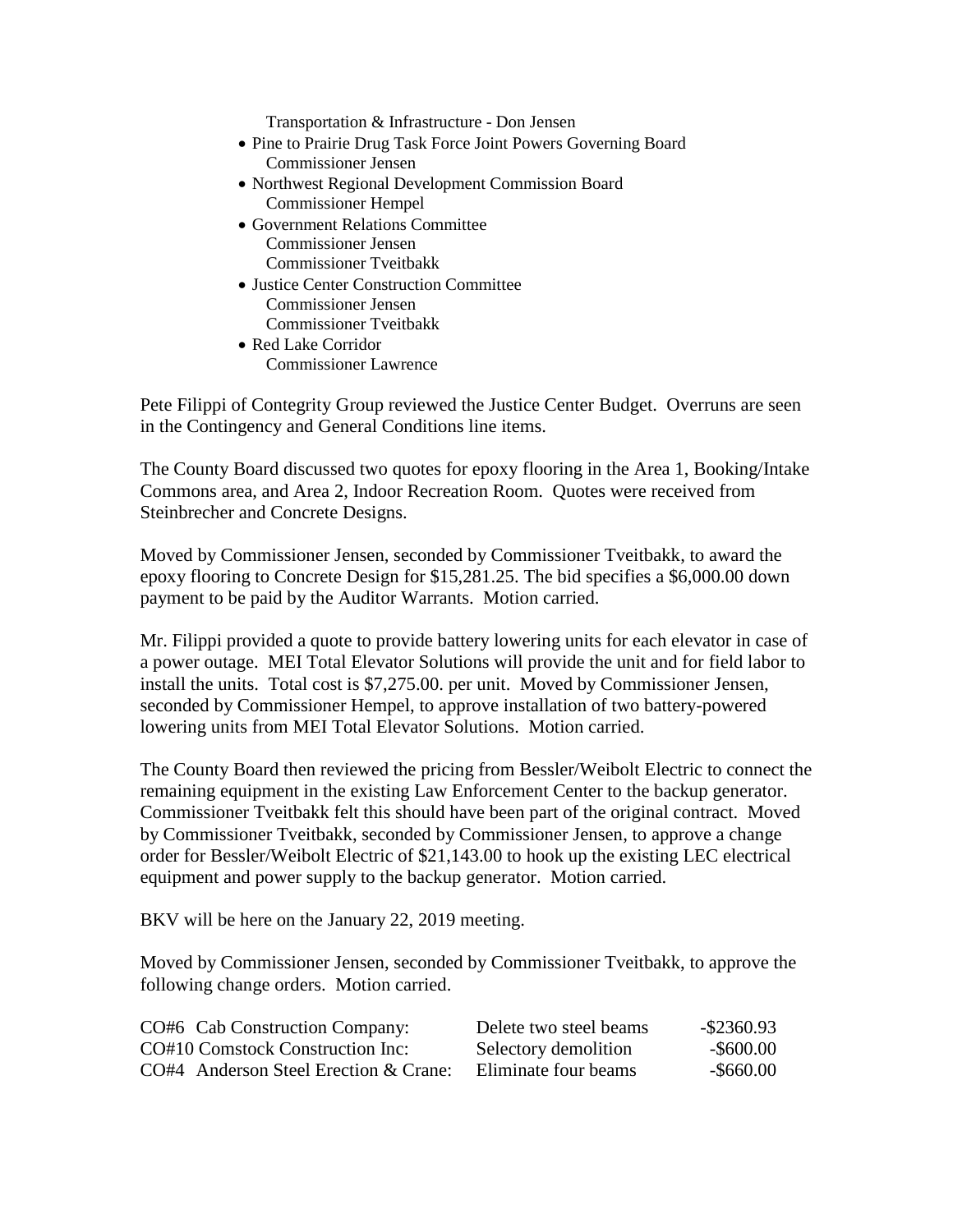Transportation & Infrastructure - Don Jensen

- Pine to Prairie Drug Task Force Joint Powers Governing Board
  Commissioner Jensen
- Northwest Regional Development Commission Board
  Commissioner Hempel
- Government Relations Committee
  Commissioner Jensen
  Commissioner Tveitbakk
- Justice Center Construction Committee
  Commissioner Jensen
  Commissioner Tveitbakk
- Red Lake Corridor
  Commissioner Lawrence

Pete Filippi of Contegrity Group reviewed the Justice Center Budget. Overruns are seen in the Contingency and General Conditions line items.

The County Board discussed two quotes for epoxy flooring in the Area 1, Booking/Intake Commons area, and Area 2, Indoor Recreation Room. Quotes were received from Steinbrecher and Concrete Designs.

Moved by Commissioner Jensen, seconded by Commissioner Tveitbakk, to award the epoxy flooring to Concrete Design for $15,281.25. The bid specifies a $6,000.00 down payment to be paid by the Auditor Warrants. Motion carried.

Mr. Filippi provided a quote to provide battery lowering units for each elevator in case of a power outage. MEI Total Elevator Solutions will provide the unit and for field labor to install the units. Total cost is $7,275.00. per unit. Moved by Commissioner Jensen, seconded by Commissioner Hempel, to approve installation of two battery-powered lowering units from MEI Total Elevator Solutions. Motion carried.

The County Board then reviewed the pricing from Bessler/Weibolt Electric to connect the remaining equipment in the existing Law Enforcement Center to the backup generator. Commissioner Tveitbakk felt this should have been part of the original contract. Moved by Commissioner Tveitbakk, seconded by Commissioner Jensen, to approve a change order for Bessler/Weibolt Electric of $21,143.00 to hook up the existing LEC electrical equipment and power supply to the backup generator. Motion carried.

BKV will be here on the January 22, 2019 meeting.

Moved by Commissioner Jensen, seconded by Commissioner Tveitbakk, to approve the following change orders. Motion carried.

| | | |
|---|---|---|
| CO#6 Cab Construction Company: | Delete two steel beams | -$2360.93 |
| CO#10 Comstock Construction Inc: | Selectory demolition | -$600.00 |
| CO#4 Anderson Steel Erection & Crane: | Eliminate four beams | -$660.00 |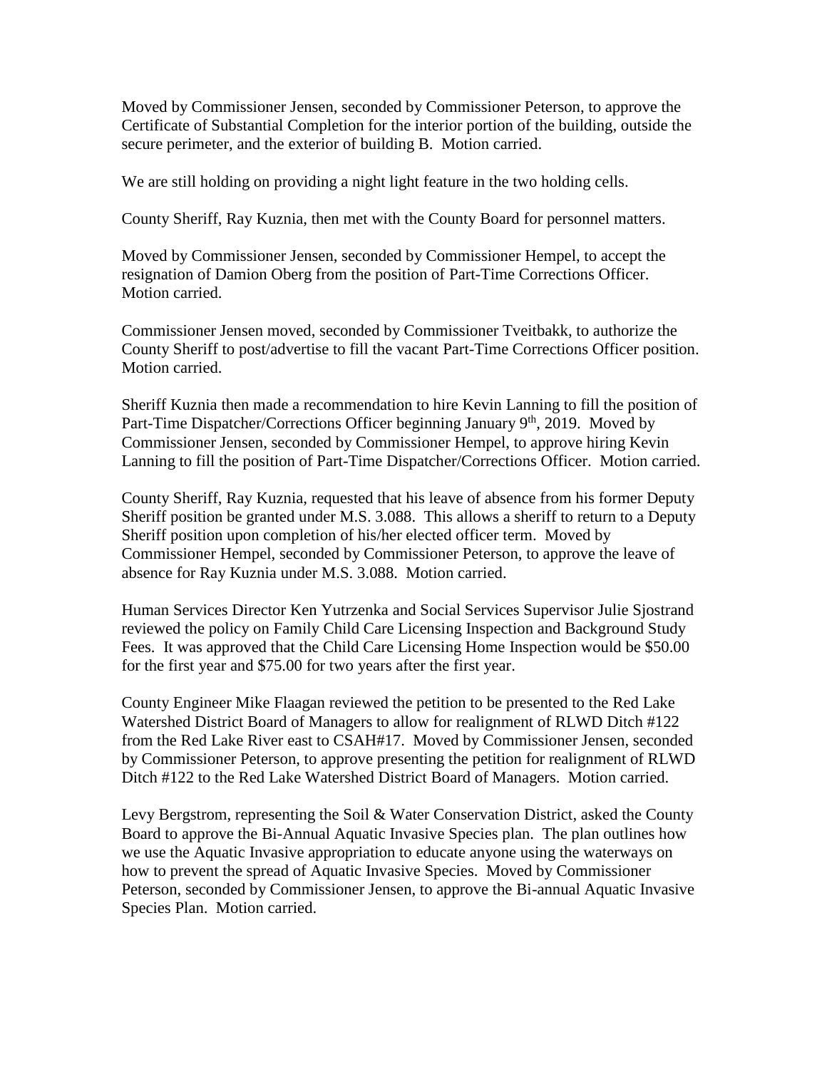Moved by Commissioner Jensen, seconded by Commissioner Peterson, to approve the Certificate of Substantial Completion for the interior portion of the building, outside the secure perimeter, and the exterior of building B. Motion carried.

We are still holding on providing a night light feature in the two holding cells.

County Sheriff, Ray Kuznia, then met with the County Board for personnel matters.

Moved by Commissioner Jensen, seconded by Commissioner Hempel, to accept the resignation of Damion Oberg from the position of Part-Time Corrections Officer. Motion carried.

Commissioner Jensen moved, seconded by Commissioner Tveitbakk, to authorize the County Sheriff to post/advertise to fill the vacant Part-Time Corrections Officer position. Motion carried.

Sheriff Kuznia then made a recommendation to hire Kevin Lanning to fill the position of Part-Time Dispatcher/Corrections Officer beginning January 9th, 2019. Moved by Commissioner Jensen, seconded by Commissioner Hempel, to approve hiring Kevin Lanning to fill the position of Part-Time Dispatcher/Corrections Officer. Motion carried.

County Sheriff, Ray Kuznia, requested that his leave of absence from his former Deputy Sheriff position be granted under M.S. 3.088. This allows a sheriff to return to a Deputy Sheriff position upon completion of his/her elected officer term. Moved by Commissioner Hempel, seconded by Commissioner Peterson, to approve the leave of absence for Ray Kuznia under M.S. 3.088. Motion carried.

Human Services Director Ken Yutrzenka and Social Services Supervisor Julie Sjostrand reviewed the policy on Family Child Care Licensing Inspection and Background Study Fees. It was approved that the Child Care Licensing Home Inspection would be $50.00 for the first year and $75.00 for two years after the first year.

County Engineer Mike Flaagan reviewed the petition to be presented to the Red Lake Watershed District Board of Managers to allow for realignment of RLWD Ditch #122 from the Red Lake River east to CSAH#17. Moved by Commissioner Jensen, seconded by Commissioner Peterson, to approve presenting the petition for realignment of RLWD Ditch #122 to the Red Lake Watershed District Board of Managers. Motion carried.

Levy Bergstrom, representing the Soil & Water Conservation District, asked the County Board to approve the Bi-Annual Aquatic Invasive Species plan. The plan outlines how we use the Aquatic Invasive appropriation to educate anyone using the waterways on how to prevent the spread of Aquatic Invasive Species. Moved by Commissioner Peterson, seconded by Commissioner Jensen, to approve the Bi-annual Aquatic Invasive Species Plan. Motion carried.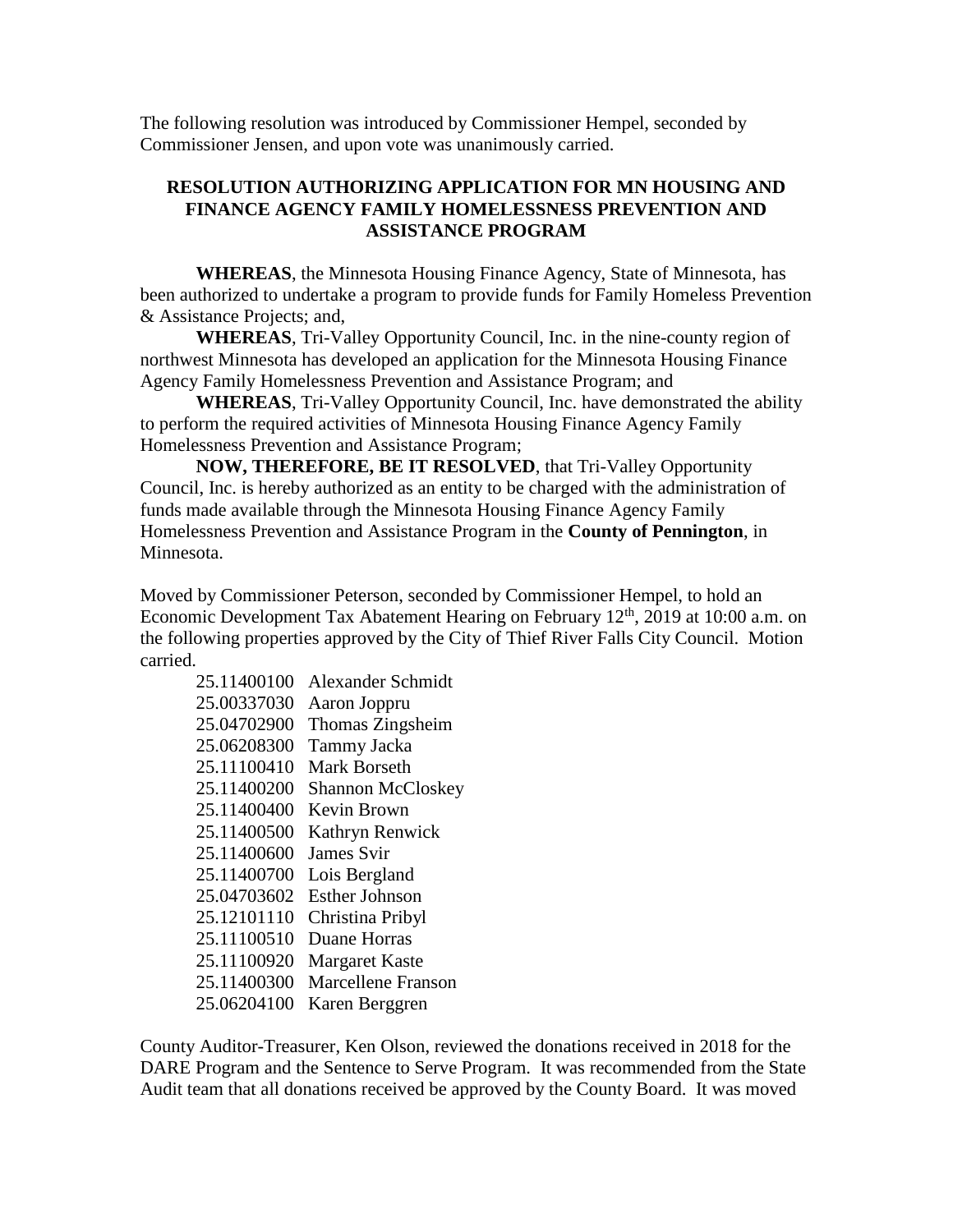The following resolution was introduced by Commissioner Hempel, seconded by Commissioner Jensen, and upon vote was unanimously carried.

**RESOLUTION AUTHORIZING APPLICATION FOR MN HOUSING AND FINANCE AGENCY FAMILY HOMELESSNESS PREVENTION AND ASSISTANCE PROGRAM**

**WHEREAS**, the Minnesota Housing Finance Agency, State of Minnesota, has been authorized to undertake a program to provide funds for Family Homeless Prevention & Assistance Projects; and,

**WHEREAS**, Tri-Valley Opportunity Council, Inc. in the nine-county region of northwest Minnesota has developed an application for the Minnesota Housing Finance Agency Family Homelessness Prevention and Assistance Program; and

**WHEREAS**, Tri-Valley Opportunity Council, Inc. have demonstrated the ability to perform the required activities of Minnesota Housing Finance Agency Family Homelessness Prevention and Assistance Program;

**NOW, THEREFORE, BE IT RESOLVED**, that Tri-Valley Opportunity Council, Inc. is hereby authorized as an entity to be charged with the administration of funds made available through the Minnesota Housing Finance Agency Family Homelessness Prevention and Assistance Program in the **County of Pennington**, in Minnesota.

Moved by Commissioner Peterson, seconded by Commissioner Hempel, to hold an Economic Development Tax Abatement Hearing on February 12th, 2019 at 10:00 a.m. on the following properties approved by the City of Thief River Falls City Council. Motion carried.

25.11400100 Alexander Schmidt
25.00337030 Aaron Joppru
25.04702900 Thomas Zingsheim
25.06208300 Tammy Jacka
25.11100410 Mark Borseth
25.11400200 Shannon McCloskey
25.11400400 Kevin Brown
25.11400500 Kathryn Renwick
25.11400600 James Svir
25.11400700 Lois Bergland
25.04703602 Esther Johnson
25.12101110 Christina Pribyl
25.11100510 Duane Horras
25.11100920 Margaret Kaste
25.11400300 Marcellene Franson
25.06204100 Karen Berggren

County Auditor-Treasurer, Ken Olson, reviewed the donations received in 2018 for the DARE Program and the Sentence to Serve Program. It was recommended from the State Audit team that all donations received be approved by the County Board. It was moved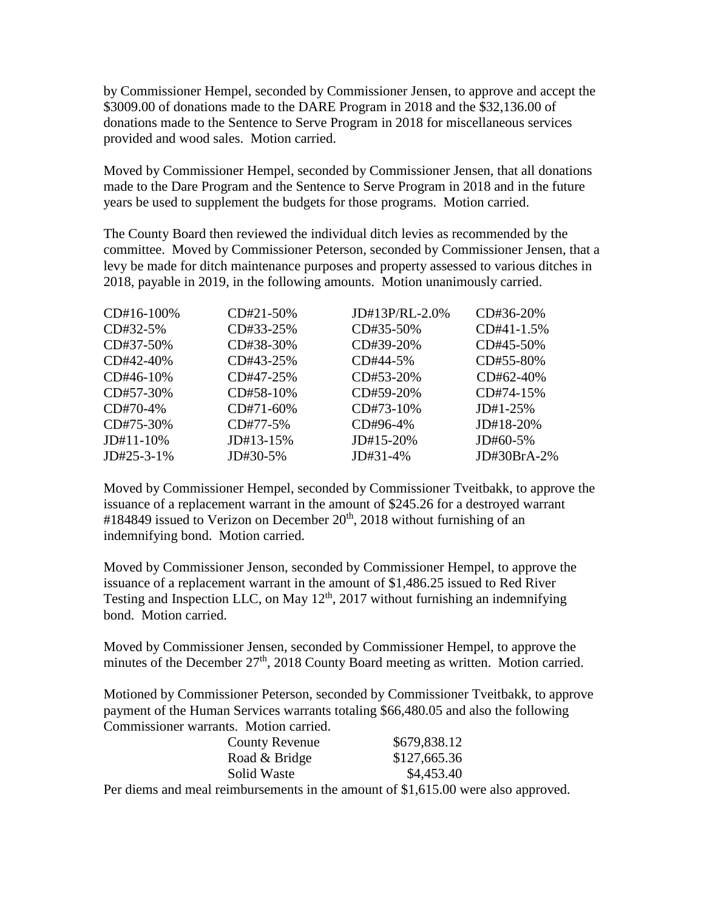by Commissioner Hempel, seconded by Commissioner Jensen, to approve and accept the $3009.00 of donations made to the DARE Program in 2018 and the $32,136.00 of donations made to the Sentence to Serve Program in 2018 for miscellaneous services provided and wood sales. Motion carried.

Moved by Commissioner Hempel, seconded by Commissioner Jensen, that all donations made to the Dare Program and the Sentence to Serve Program in 2018 and in the future years be used to supplement the budgets for those programs. Motion carried.

The County Board then reviewed the individual ditch levies as recommended by the committee. Moved by Commissioner Peterson, seconded by Commissioner Jensen, that a levy be made for ditch maintenance purposes and property assessed to various ditches in 2018, payable in 2019, in the following amounts. Motion unanimously carried.

| | | | |
|---|---|---|---|
| CD#16-100% | CD#21-50% | JD#13P/RL-2.0% | CD#36-20% |
| CD#32-5% | CD#33-25% | CD#35-50% | CD#41-1.5% |
| CD#37-50% | CD#38-30% | CD#39-20% | CD#45-50% |
| CD#42-40% | CD#43-25% | CD#44-5% | CD#55-80% |
| CD#46-10% | CD#47-25% | CD#53-20% | CD#62-40% |
| CD#57-30% | CD#58-10% | CD#59-20% | CD#74-15% |
| CD#70-4% | CD#71-60% | CD#73-10% | JD#1-25% |
| CD#75-30% | CD#77-5% | CD#96-4% | JD#18-20% |
| JD#11-10% | JD#13-15% | JD#15-20% | JD#60-5% |
| JD#25-3-1% | JD#30-5% | JD#31-4% | JD#30BrA-2% |

Moved by Commissioner Hempel, seconded by Commissioner Tveitbakk, to approve the issuance of a replacement warrant in the amount of $245.26 for a destroyed warrant #184849 issued to Verizon on December 20th, 2018 without furnishing of an indemnifying bond. Motion carried.

Moved by Commissioner Jenson, seconded by Commissioner Hempel, to approve the issuance of a replacement warrant in the amount of $1,486.25 issued to Red River Testing and Inspection LLC, on May 12th, 2017 without furnishing an indemnifying bond. Motion carried.

Moved by Commissioner Jensen, seconded by Commissioner Hempel, to approve the minutes of the December 27th, 2018 County Board meeting as written. Motion carried.

Motioned by Commissioner Peterson, seconded by Commissioner Tveitbakk, to approve payment of the Human Services warrants totaling $66,480.05 and also the following Commissioner warrants. Motion carried.

| | |
|---|---|
| County Revenue | $679,838.12 |
| Road & Bridge | $127,665.36 |
| Solid Waste | $4,453.40 |

Per diems and meal reimbursements in the amount of $1,615.00 were also approved.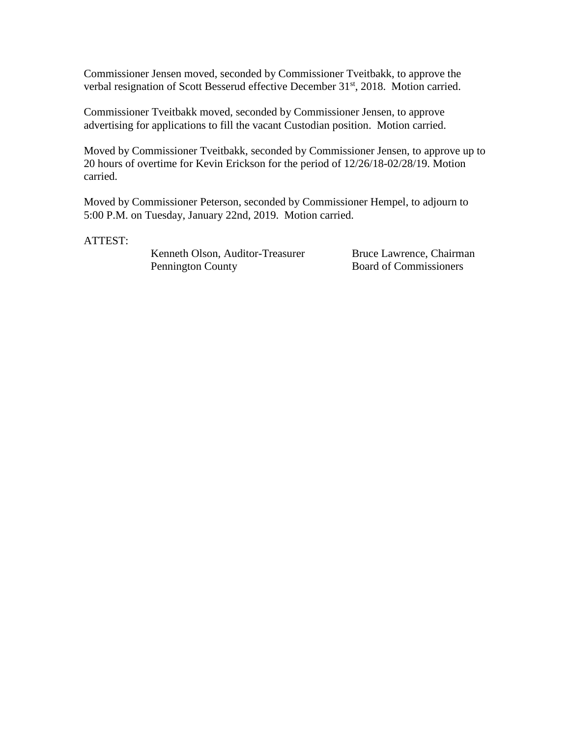Commissioner Jensen moved, seconded by Commissioner Tveitbakk, to approve the verbal resignation of Scott Besserud effective December 31st, 2018. Motion carried.

Commissioner Tveitbakk moved, seconded by Commissioner Jensen, to approve advertising for applications to fill the vacant Custodian position. Motion carried.

Moved by Commissioner Tveitbakk, seconded by Commissioner Jensen, to approve up to 20 hours of overtime for Kevin Erickson for the period of 12/26/18-02/28/19. Motion carried.

Moved by Commissioner Peterson, seconded by Commissioner Hempel, to adjourn to 5:00 P.M. on Tuesday, January 22nd, 2019. Motion carried.

ATTEST:

Kenneth Olson, Auditor-Treasurer
Pennington County

Bruce Lawrence, Chairman
Board of Commissioners